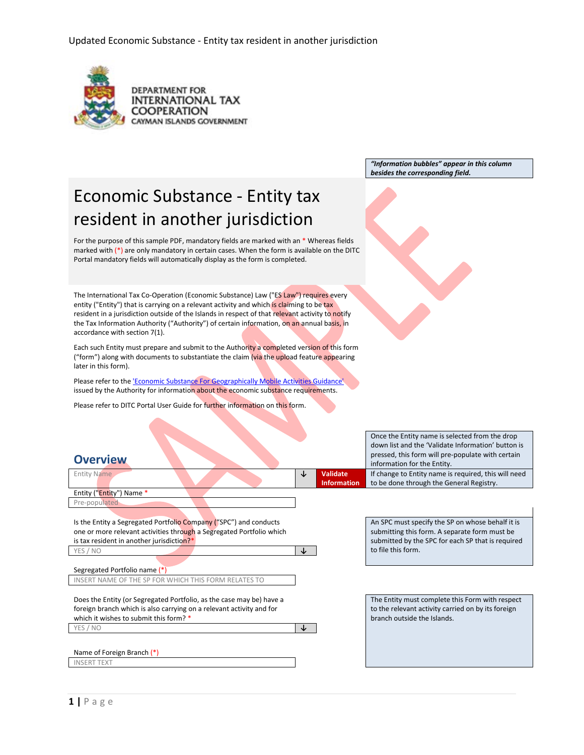"Information bubbles" appear in this column besides the corresponding field.

# Economic Substance - Entity tax resident in another jurisdiction

For the purpose of this sample PDF, mandatory fields are marked with an * Whereas fields marked with (*) are only mandatory in certain cases. When the form is available on the DITC Portal mandatory fields will automatically display as the form is completed.

The International Tax Co-Operation (Economic Substance) Law ("ES Law") requires every entity ("Entity") that is carrying on a relevant activity and which is claiming to be tax resident in a jurisdiction outside of the Islands in respect of that relevant activity to notify the Tax Information Authority ("Authority") of certain information, on an annual basis, in accordance with section 7(1).

Each such Entity must prepare and submit to the Authority a completed version of this form ("form") along with documents to substantiate the claim (via the upload feature appearing later in this form).

Please refer to the 'Economic Substance For Geographically Mobile Activities Guidance' issued by the Authority for information about the economic substance requirements.

Please refer to DITC Portal User Guide for further information on this form.

## Overview

Entity Name [drop-down] **Validate Information**

> Once the Entity name is selected from the drop down list and the 'Validate Information' button is pressed, this form will pre-populate with certain information for the Entity.
> If change to Entity name is required, this will need to be done through the General Registry.

Entity ("Entity") Name *
Pre-populated

Is the Entity a Segregated Portfolio Company ("SPC") and conducts one or more relevant activities through a Segregated Portfolio which is tax resident in another jurisdiction? *
YES / NO

> An SPC must specify the SP on whose behalf it is submitting this form. A separate form must be submitted by the SPC for each SP that is required to file this form.

Segregated Portfolio name (*)
INSERT NAME OF THE SP FOR WHICH THIS FORM RELATES TO

Does the Entity (or Segregated Portfolio, as the case may be) have a foreign branch which is also carrying on a relevant activity and for which it wishes to submit this form? *
YES / NO

> The Entity must complete this Form with respect to the relevant activity carried on by its foreign branch outside the Islands.

Name of Foreign Branch (*)
INSERT TEXT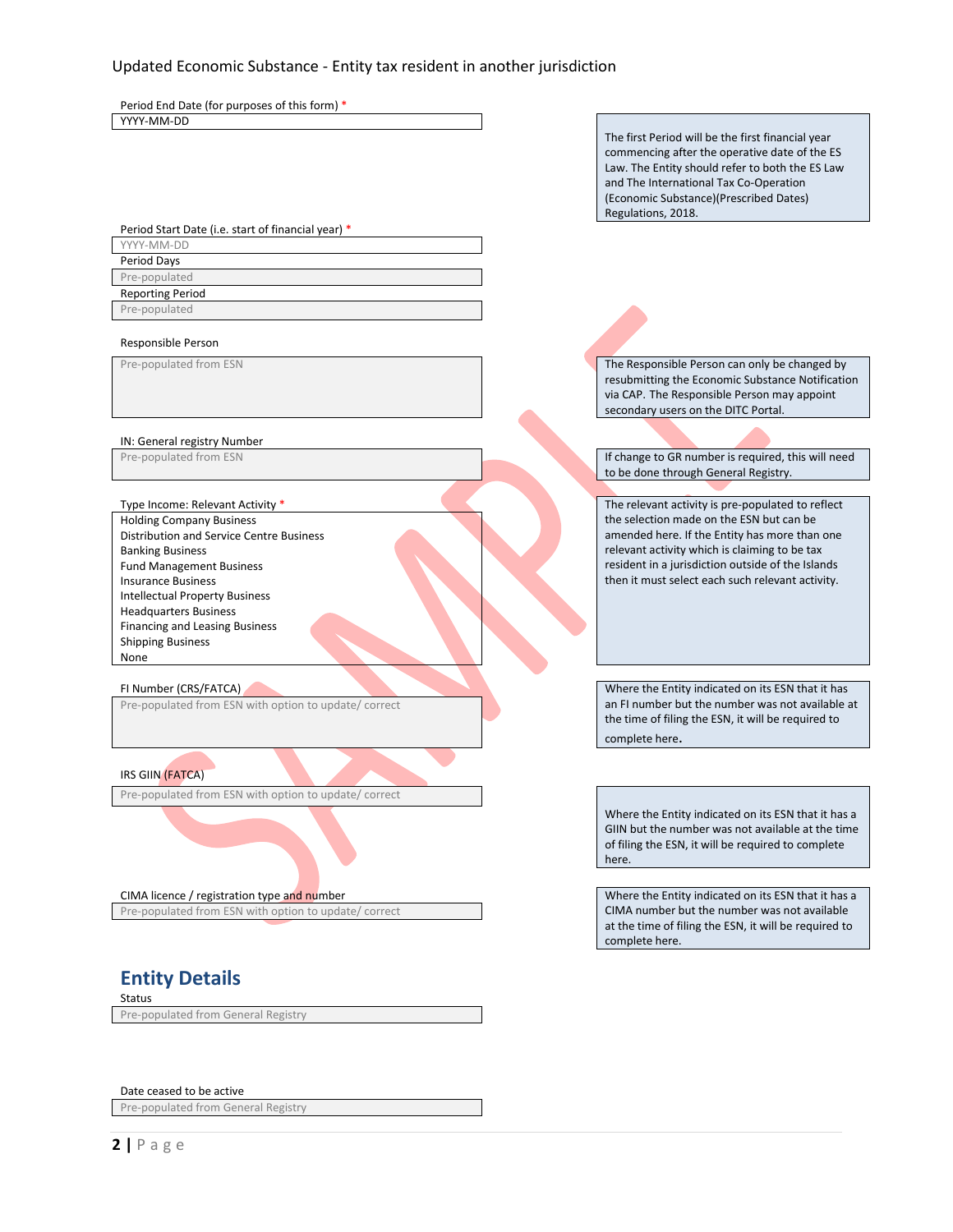Updated Economic Substance - Entity tax resident in another jurisdiction

| Field | Value | Guidance |
| --- | --- | --- |
| Period End Date (for purposes of this form) * | YYYY-MM-DD | The first Period will be the first financial year commencing after the operative date of the ES Law. The Entity should refer to both the ES Law and The International Tax Co-Operation (Economic Substance)(Prescribed Dates) Regulations, 2018. |
| Period Start Date (i.e. start of financial year) * | YYYY-MM-DD | |
| Period Days | Pre-populated | |
| Reporting Period | Pre-populated | |
| Responsible Person | Pre-populated from ESN | The Responsible Person can only be changed by resubmitting the Economic Substance Notification via CAP. The Responsible Person may appoint secondary users on the DITC Portal. |
| IN: General registry Number | Pre-populated from ESN | If change to GR number is required, this will need to be done through General Registry. |
| Type Income: Relevant Activity * | Holding Company Business<br>Distribution and Service Centre Business<br>Banking Business<br>Fund Management Business<br>Insurance Business<br>Intellectual Property Business<br>Headquarters Business<br>Financing and Leasing Business<br>Shipping Business<br>None | The relevant activity is pre-populated to reflect the selection made on the ESN but can be amended here. If the Entity has more than one relevant activity which is claiming to be tax resident in a jurisdiction outside of the Islands then it must select each such relevant activity. |
| FI Number (CRS/FATCA) | Pre-populated from ESN with option to update/ correct | Where the Entity indicated on its ESN that it has an FI number but the number was not available at the time of filing the ESN, it will be required to complete here. |
| IRS GIIN (FATCA) | Pre-populated from ESN with option to update/ correct | Where the Entity indicated on its ESN that it has a GIIN but the number was not available at the time of filing the ESN, it will be required to complete here. |
| CIMA licence / registration type and number | Pre-populated from ESN with option to update/ correct | Where the Entity indicated on its ESN that it has a CIMA number but the number was not available at the time of filing the ESN, it will be required to complete here. |

## Entity Details

| Field | Value |
| --- | --- |
| Status | Pre-populated from General Registry |
| Date ceased to be active | Pre-populated from General Registry |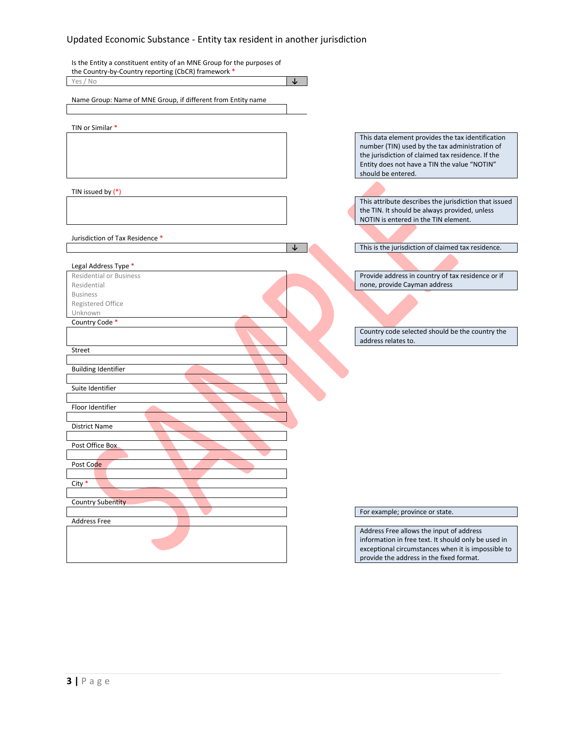## Updated Economic Substance - Entity tax resident in another jurisdiction

Is the Entity a constituent entity of an MNE Group for the purposes of the Country-by-Country reporting (CbCR) framework *

Yes / No

Name Group: Name of MNE Group, if different from Entity name

TIN or Similar *

> This data element provides the tax identification number (TIN) used by the tax administration of the jurisdiction of claimed tax residence. If the Entity does not have a TIN the value "NOTIN" should be entered.

TIN issued by (*)

> This attribute describes the jurisdiction that issued the TIN. It should be always provided, unless NOTIN is entered in the TIN element.

Jurisdiction of Tax Residence *

> This is the jurisdiction of claimed tax residence.

Legal Address Type *

Residential or Business
Residential
Business
Registered Office
Unknown

> Provide address in country of tax residence or if none, provide Cayman address

Country Code *

> Country code selected should be the country the address relates to.

Street

Building Identifier

Suite Identifier

Floor Identifier

District Name

Post Office Box

Post Code

City *

Country Subentity

> For example; province or state.

Address Free

> Address Free allows the input of address information in free text. It should only be used in exceptional circumstances when it is impossible to provide the address in the fixed format.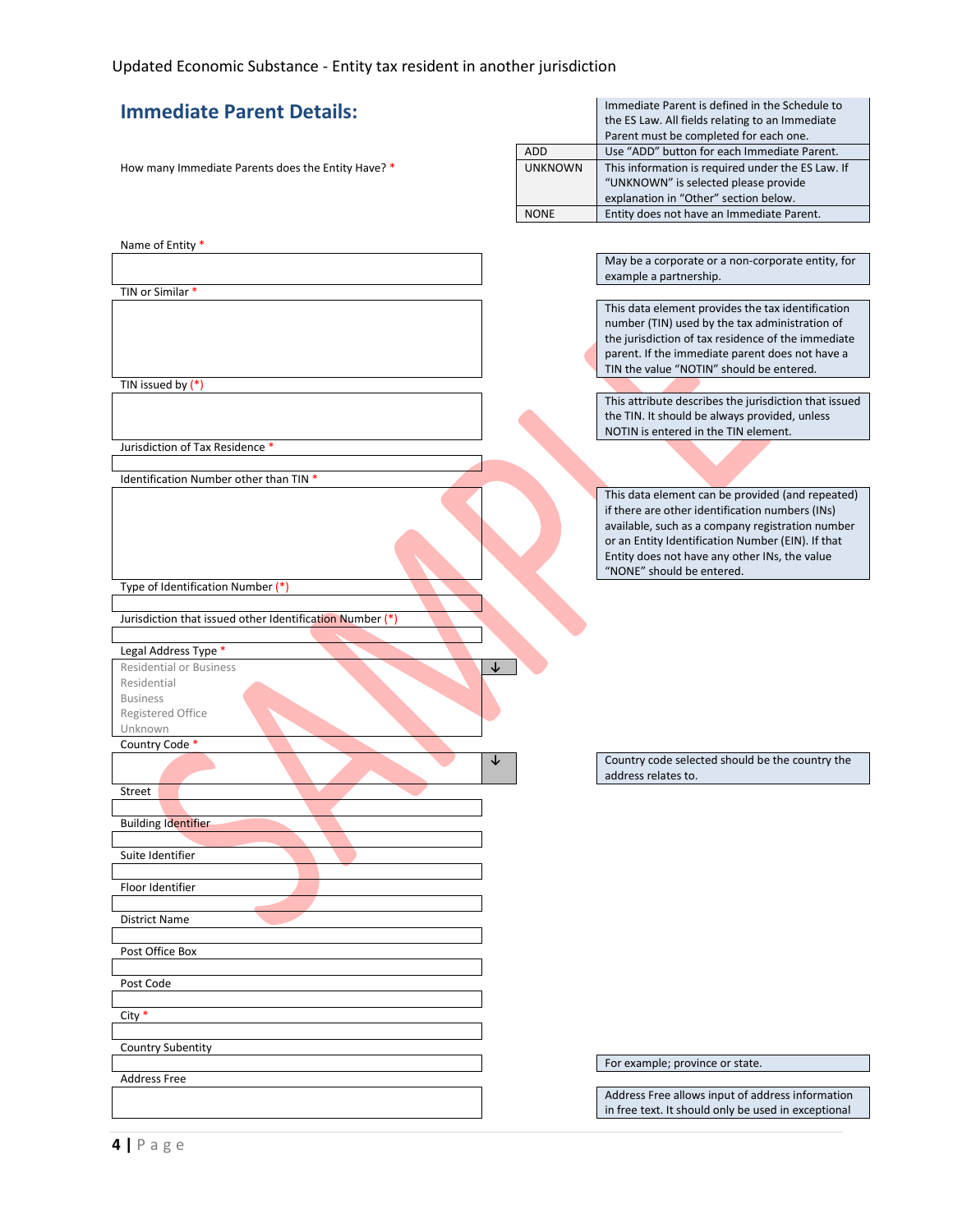## Immediate Parent Details:

| Field | Option | Guidance |
|---|---|---|
| | | Immediate Parent is defined in the Schedule to the ES Law. All fields relating to an Immediate Parent must be completed for each one. |
| How many Immediate Parents does the Entity Have? * | ADD | Use "ADD" button for each Immediate Parent. |
| | UNKNOWN | This information is required under the ES Law. If "UNKNOWN" is selected please provide explanation in "Other" section below. |
| | NONE | Entity does not have an Immediate Parent. |

| Field | Guidance |
|---|---|
| Name of Entity * | May be a corporate or a non-corporate entity, for example a partnership. |
| TIN or Similar * | This data element provides the tax identification number (TIN) used by the tax administration of the jurisdiction of tax residence of the immediate parent. If the immediate parent does not have a TIN the value "NOTIN" should be entered. |
| TIN issued by (*) | This attribute describes the jurisdiction that issued the TIN. It should be always provided, unless NOTIN is entered in the TIN element. |
| Jurisdiction of Tax Residence * | |
| Identification Number other than TIN * | This data element can be provided (and repeated) if there are other identification numbers (INs) available, such as a company registration number or an Entity Identification Number (EIN). If that Entity does not have any other INs, the value "NONE" should be entered. |
| Type of Identification Number (*) | |
| Jurisdiction that issued other Identification Number (*) | |
| Legal Address Type * (Residential or Business / Residential / Business / Registered Office / Unknown) | |
| Country Code * | Country code selected should be the country the address relates to. |
| Street | |
| Building Identifier | |
| Suite Identifier | |
| Floor Identifier | |
| District Name | |
| Post Office Box | |
| Post Code | |
| City * | |
| Country Subentity | For example; province or state. |
| Address Free | Address Free allows input of address information in free text. It should only be used in exceptional |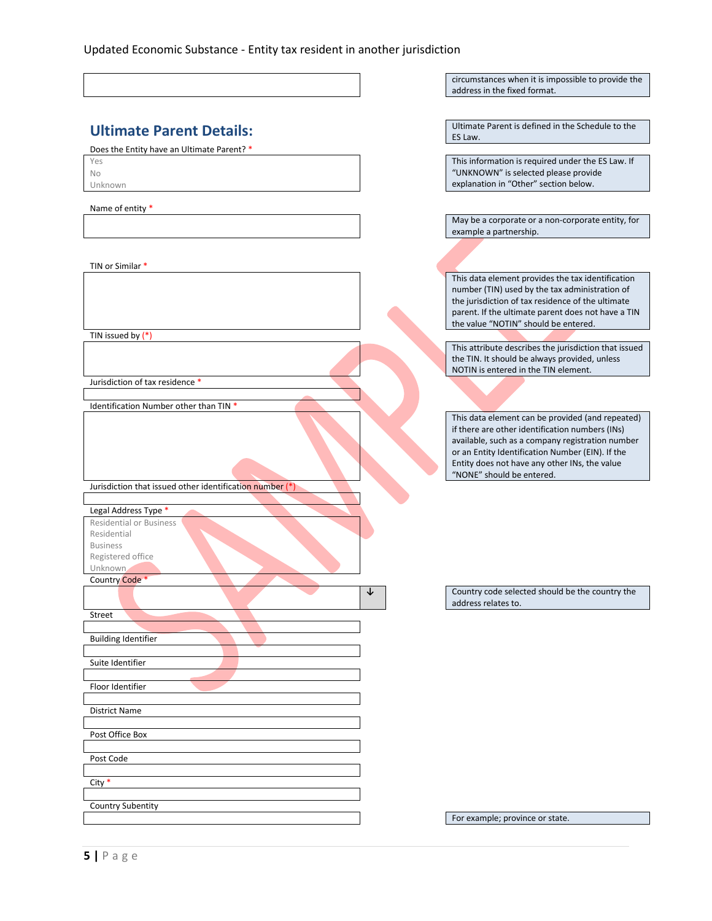circumstances when it is impossible to provide the address in the fixed format.

## Ultimate Parent Details:

Ultimate Parent is defined in the Schedule to the ES Law.

Does the Entity have an Ultimate Parent? *

- Yes
- No
- Unknown

This information is required under the ES Law. If "UNKNOWN" is selected please provide explanation in "Other" section below.

Name of entity *

May be a corporate or a non-corporate entity, for example a partnership.

TIN or Similar *

This data element provides the tax identification number (TIN) used by the tax administration of the jurisdiction of tax residence of the ultimate parent. If the ultimate parent does not have a TIN the value "NOTIN" should be entered.

TIN issued by (*)

This attribute describes the jurisdiction that issued the TIN. It should be always provided, unless NOTIN is entered in the TIN element.

Jurisdiction of tax residence *

Identification Number other than TIN *

This data element can be provided (and repeated) if there are other identification numbers (INs) available, such as a company registration number or an Entity Identification Number (EIN). If the Entity does not have any other INs, the value "NONE" should be entered.

Jurisdiction that issued other identification number (*)

Legal Address Type *

- Residential or Business
- Residential
- Business
- Registered office
- Unknown

Country Code *

Country code selected should be the country the address relates to.

Street

Building Identifier

Suite Identifier

Floor Identifier

District Name

Post Office Box

Post Code

City *

Country Subentity

For example; province or state.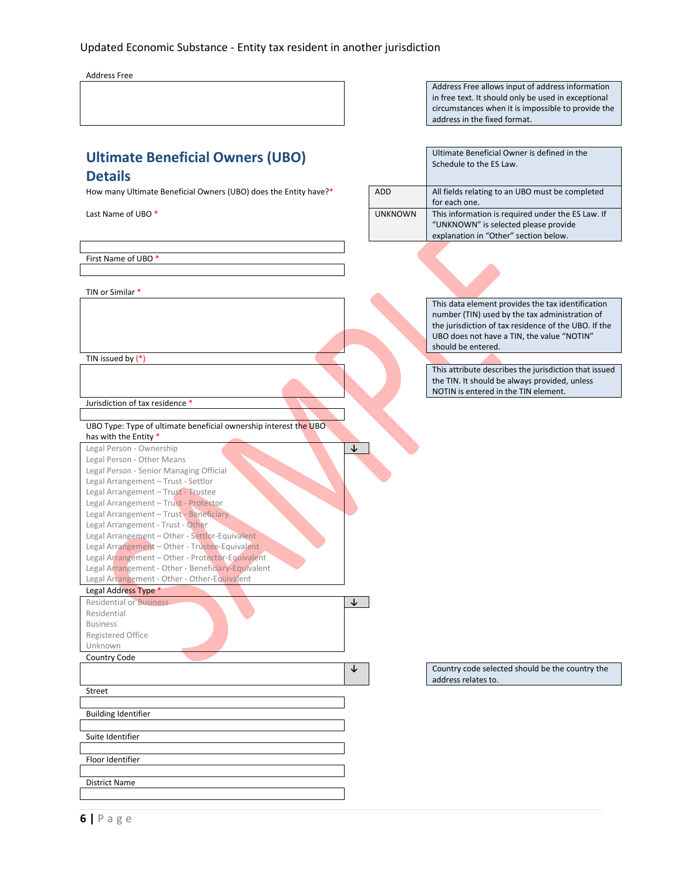Address Free

| | |
|---|---|
| | Address Free allows input of address information in free text. It should only be used in exceptional circumstances when it is impossible to provide the address in the fixed format. |

## Ultimate Beneficial Owners (UBO) Details

Ultimate Beneficial Owner is defined in the Schedule to the ES Law.

How many Ultimate Beneficial Owners (UBO) does the Entity have?*

| | |
|---|---|
| ADD | All fields relating to an UBO must be completed for each one. |
| UNKNOWN | This information is required under the ES Law. If "UNKNOWN" is selected please provide explanation in "Other" section below. |

Last Name of UBO *

First Name of UBO *

TIN or Similar *

This data element provides the tax identification number (TIN) used by the tax administration of the jurisdiction of tax residence of the UBO. If the UBO does not have a TIN, the value "NOTIN" should be entered.

TIN issued by (*)

This attribute describes the jurisdiction that issued the TIN. It should be always provided, unless NOTIN is entered in the TIN element.

Jurisdiction of tax residence *

UBO Type: Type of ultimate beneficial ownership interest the UBO has with the Entity *

- Legal Person - Ownership
- Legal Person - Other Means
- Legal Person - Senior Managing Official
- Legal Arrangement – Trust - Settlor
- Legal Arrangement – Trust - Trustee
- Legal Arrangement – Trust - Protector
- Legal Arrangement – Trust - Beneficiary
- Legal Arrangement - Trust - Other
- Legal Arrangement – Other - Settlor-Equivalent
- Legal Arrangement – Other - Trustee-Equivalent
- Legal Arrangement – Other - Protector-Equivalent
- Legal Arrangement - Other - Beneficiary-Equivalent
- Legal Arrangement - Other - Other-Equivalent

Legal Address Type *

- Residential or Business
- Residential
- Business
- Registered Office
- Unknown

Country Code

Country code selected should be the country the address relates to.

Street

Building Identifier

Suite Identifier

Floor Identifier

District Name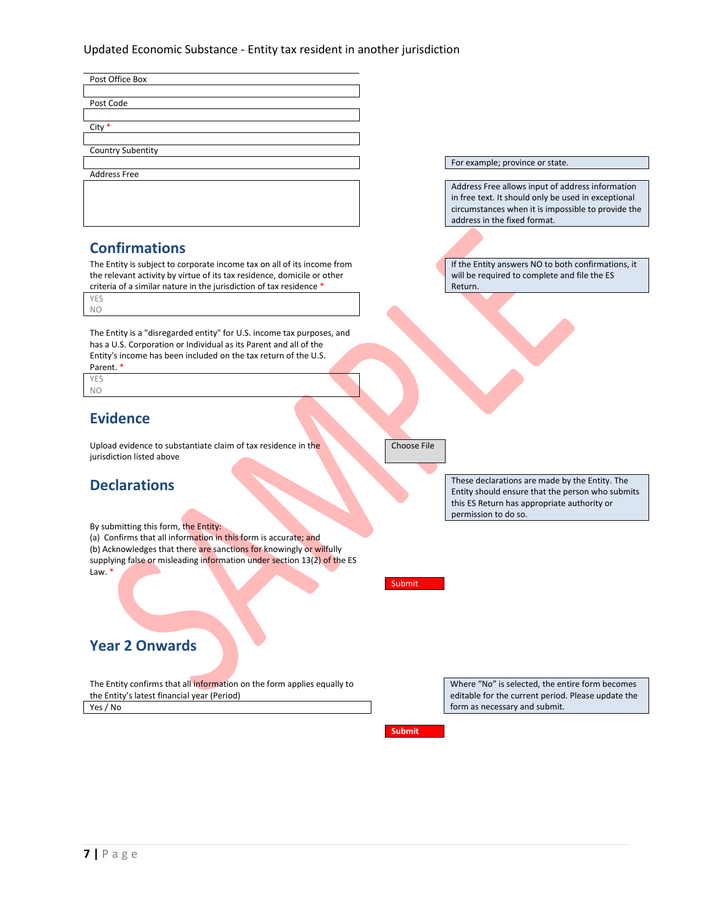Updated Economic Substance - Entity tax resident in another jurisdiction

Post Office Box

Post Code

City *

Country Subentity

For example; province or state.

Address Free

Address Free allows input of address information in free text. It should only be used in exceptional circumstances when it is impossible to provide the address in the fixed format.

## Confirmations

The Entity is subject to corporate income tax on all of its income from the relevant activity by virtue of its tax residence, domicile or other criteria of a similar nature in the jurisdiction of tax residence *

YES
NO

If the Entity answers NO to both confirmations, it will be required to complete and file the ES Return.

The Entity is a "disregarded entity" for U.S. income tax purposes, and has a U.S. Corporation or Individual as its Parent and all of the Entity's income has been included on the tax return of the U.S. Parent. *

YES
NO

## Evidence

Upload evidence to substantiate claim of tax residence in the jurisdiction listed above

Choose File

## Declarations

These declarations are made by the Entity. The Entity should ensure that the person who submits this ES Return has appropriate authority or permission to do so.

By submitting this form, the Entity:
(a) Confirms that all information in this form is accurate; and
(b) Acknowledges that there are sanctions for knowingly or wilfully supplying false or misleading information under section 13(2) of the ES Law. *

Submit

## Year 2 Onwards

The Entity confirms that all information on the form applies equally to the Entity's latest financial year (Period)

Yes / No

Where "No" is selected, the entire form becomes editable for the current period. Please update the form as necessary and submit.

**Submit**

SAMPLE